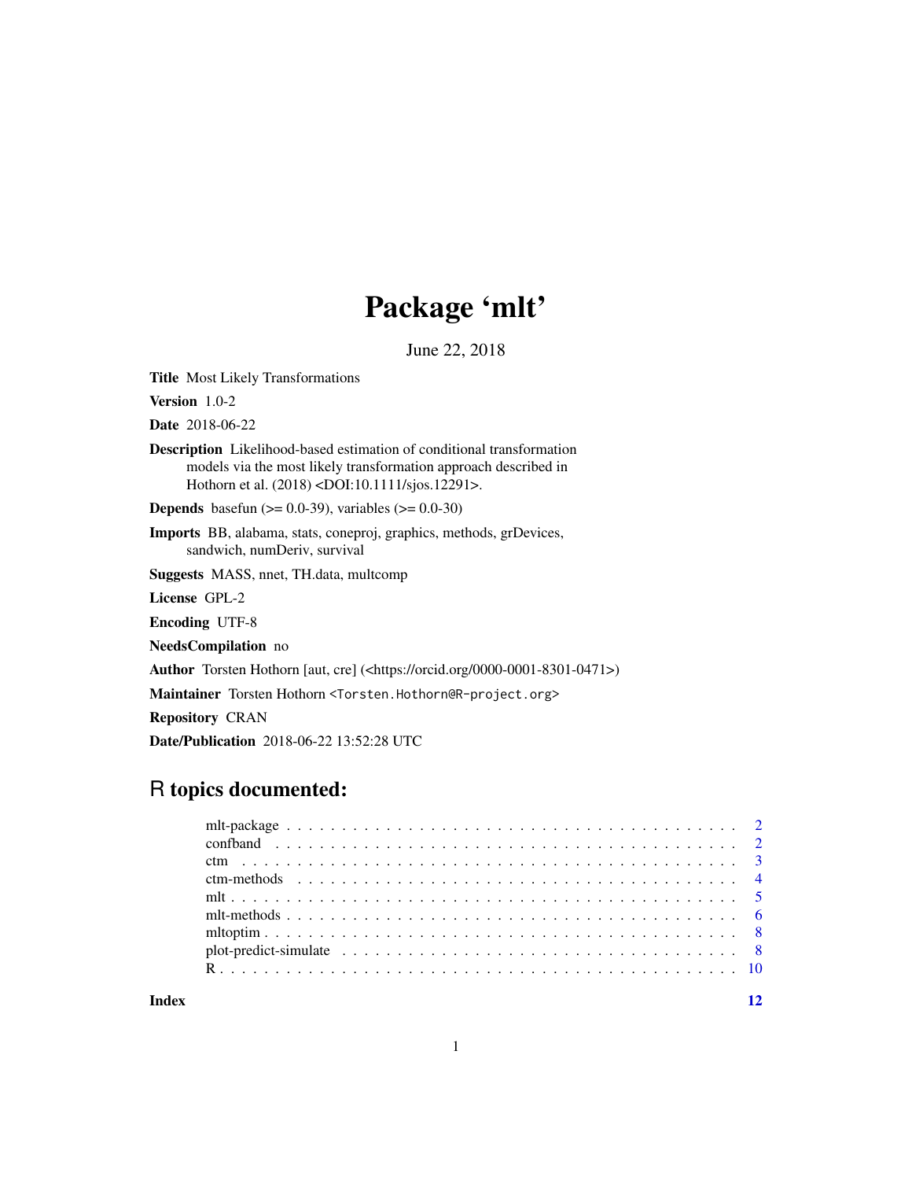# Package 'mlt'

June 22, 2018

**Title** Most Likely Transformations

**Version** 1.0-2

**Date** 2018-06-22

**Description** Likelihood-based estimation of conditional transformation models via the most likely transformation approach described in Hothorn et al. (2018) <DOI:10.1111/sjos.12291>.

**Depends** basefun (>= 0.0-39), variables (>= 0.0-30)

**Imports** BB, alabama, stats, coneproj, graphics, methods, grDevices, sandwich, numDeriv, survival

**Suggests** MASS, nnet, TH.data, multcomp

**License** GPL-2

**Encoding** UTF-8

**NeedsCompilation** no

**Author** Torsten Hothorn [aut, cre] (<https://orcid.org/0000-0001-8301-0471>)

**Maintainer** Torsten Hothorn <Torsten.Hothorn@R-project.org>

**Repository** CRAN

**Date/Publication** 2018-06-22 13:52:28 UTC

## R topics documented:

| | |
|---|---|
| mlt-package | 2 |
| confband | 2 |
| ctm | 3 |
| ctm-methods | 4 |
| mlt | 5 |
| mlt-methods | 6 |
| mltoptim | 8 |
| plot-predict-simulate | 8 |
| R | 10 |
| **Index** | **12** |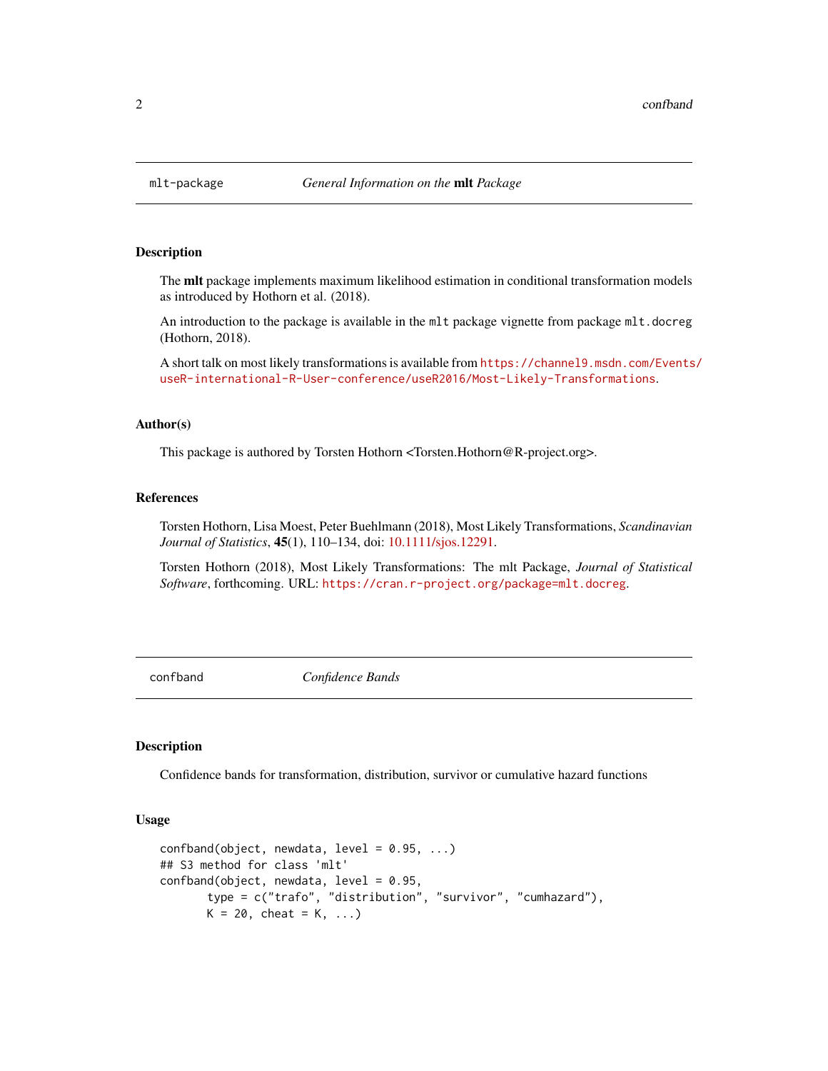## mlt-package — *General Information on the* **mlt** *Package*

### Description

The **mlt** package implements maximum likelihood estimation in conditional transformation models as introduced by Hothorn et al. (2018).

An introduction to the package is available in the `mlt` package vignette from package `mlt.docreg` (Hothorn, 2018).

A short talk on most likely transformations is available from https://channel9.msdn.com/Events/useR-international-R-User-conference/useR2016/Most-Likely-Transformations.

### Author(s)

This package is authored by Torsten Hothorn <Torsten.Hothorn@R-project.org>.

### References

Torsten Hothorn, Lisa Moest, Peter Buehlmann (2018), Most Likely Transformations, *Scandinavian Journal of Statistics*, **45**(1), 110–134, doi: 10.1111/sjos.12291.

Torsten Hothorn (2018), Most Likely Transformations: The mlt Package, *Journal of Statistical Software*, forthcoming. URL: https://cran.r-project.org/package=mlt.docreg.

## confband — *Confidence Bands*

### Description

Confidence bands for transformation, distribution, survivor or cumulative hazard functions

### Usage

```
confband(object, newdata, level = 0.95, ...)
## S3 method for class 'mlt'
confband(object, newdata, level = 0.95,
       type = c("trafo", "distribution", "survivor", "cumhazard"),
       K = 20, cheat = K, ...)
```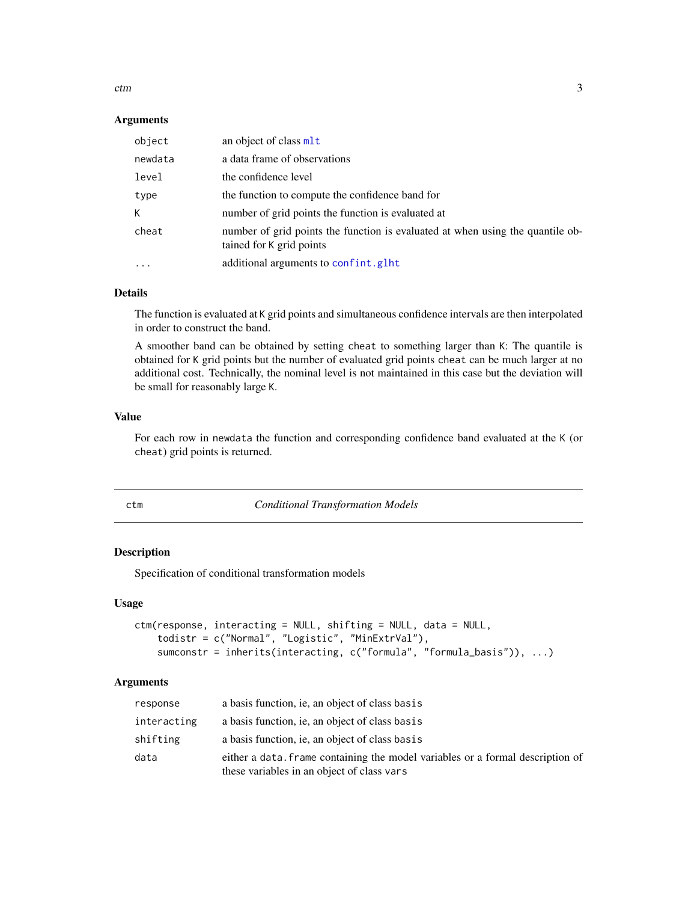## Arguments

| | |
|---|---|
| `object` | an object of class `mlt` |
| `newdata` | a data frame of observations |
| `level` | the confidence level |
| `type` | the function to compute the confidence band for |
| `K` | number of grid points the function is evaluated at |
| `cheat` | number of grid points the function is evaluated at when using the quantile obtained for `K` grid points |
| `...` | additional arguments to `confint.glht` |

## Details

The function is evaluated at `K` grid points and simultaneous confidence intervals are then interpolated in order to construct the band.

A smoother band can be obtained by setting `cheat` to something larger than `K`: The quantile is obtained for `K` grid points but the number of evaluated grid points `cheat` can be much larger at no additional cost. Technically, the nominal level is not maintained in this case but the deviation will be small for reasonably large `K`.

## Value

For each row in `newdata` the function and corresponding confidence band evaluated at the `K` (or `cheat`) grid points is returned.

---

# ctm — *Conditional Transformation Models*

## Description

Specification of conditional transformation models

## Usage

```
ctm(response, interacting = NULL, shifting = NULL, data = NULL,
    todistr = c("Normal", "Logistic", "MinExtrVal"),
    sumconstr = inherits(interacting, c("formula", "formula_basis")), ...)
```

## Arguments

| | |
|---|---|
| `response` | a basis function, ie, an object of class `basis` |
| `interacting` | a basis function, ie, an object of class `basis` |
| `shifting` | a basis function, ie, an object of class `basis` |
| `data` | either a `data.frame` containing the model variables or a formal description of these variables in an object of class `vars` |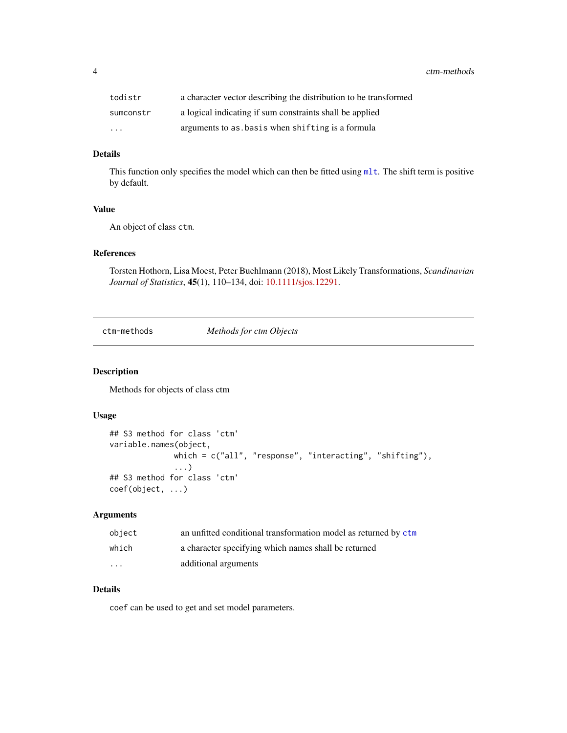| | |
|---|---|
| todistr | a character vector describing the distribution to be transformed |
| sumconstr | a logical indicating if sum constraints shall be applied |
| ... | arguments to as.basis when shifting is a formula |

### Details

This function only specifies the model which can then be fitted using mlt. The shift term is positive by default.

### Value

An object of class ctm.

### References

Torsten Hothorn, Lisa Moest, Peter Buehlmann (2018), Most Likely Transformations, *Scandinavian Journal of Statistics*, **45**(1), 110–134, doi: 10.1111/sjos.12291.

---

## ctm-methods *Methods for ctm Objects*

---

### Description

Methods for objects of class ctm

### Usage

```
## S3 method for class 'ctm'
variable.names(object,
               which = c("all", "response", "interacting", "shifting"),
               ...)
## S3 method for class 'ctm'
coef(object, ...)
```

### Arguments

| | |
|---|---|
| object | an unfitted conditional transformation model as returned by ctm |
| which | a character specifying which names shall be returned |
| ... | additional arguments |

### Details

coef can be used to get and set model parameters.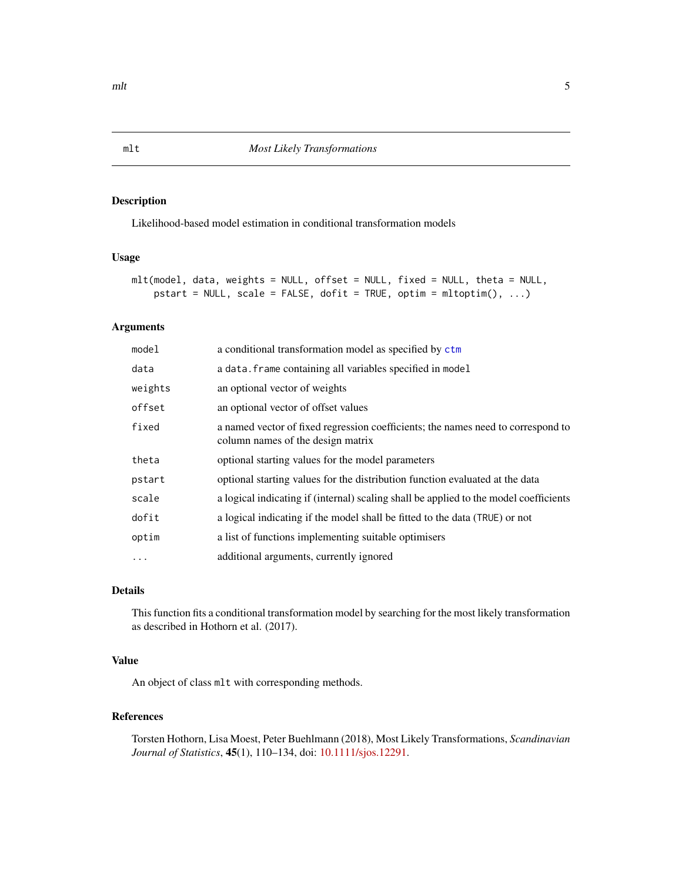## mlt — *Most Likely Transformations*

### Description

Likelihood-based model estimation in conditional transformation models

### Usage

```
mlt(model, data, weights = NULL, offset = NULL, fixed = NULL, theta = NULL,
    pstart = NULL, scale = FALSE, dofit = TRUE, optim = mltoptim(), ...)
```

### Arguments

| | |
|---|---|
| `model` | a conditional transformation model as specified by `ctm` |
| `data` | a `data.frame` containing all variables specified in `model` |
| `weights` | an optional vector of weights |
| `offset` | an optional vector of offset values |
| `fixed` | a named vector of fixed regression coefficients; the names need to correspond to column names of the design matrix |
| `theta` | optional starting values for the model parameters |
| `pstart` | optional starting values for the distribution function evaluated at the data |
| `scale` | a logical indicating if (internal) scaling shall be applied to the model coefficients |
| `dofit` | a logical indicating if the model shall be fitted to the data (`TRUE`) or not |
| `optim` | a list of functions implementing suitable optimisers |
| `...` | additional arguments, currently ignored |

### Details

This function fits a conditional transformation model by searching for the most likely transformation as described in Hothorn et al. (2017).

### Value

An object of class `mlt` with corresponding methods.

### References

Torsten Hothorn, Lisa Moest, Peter Buehlmann (2018), Most Likely Transformations, *Scandinavian Journal of Statistics*, **45**(1), 110–134, doi: 10.1111/sjos.12291.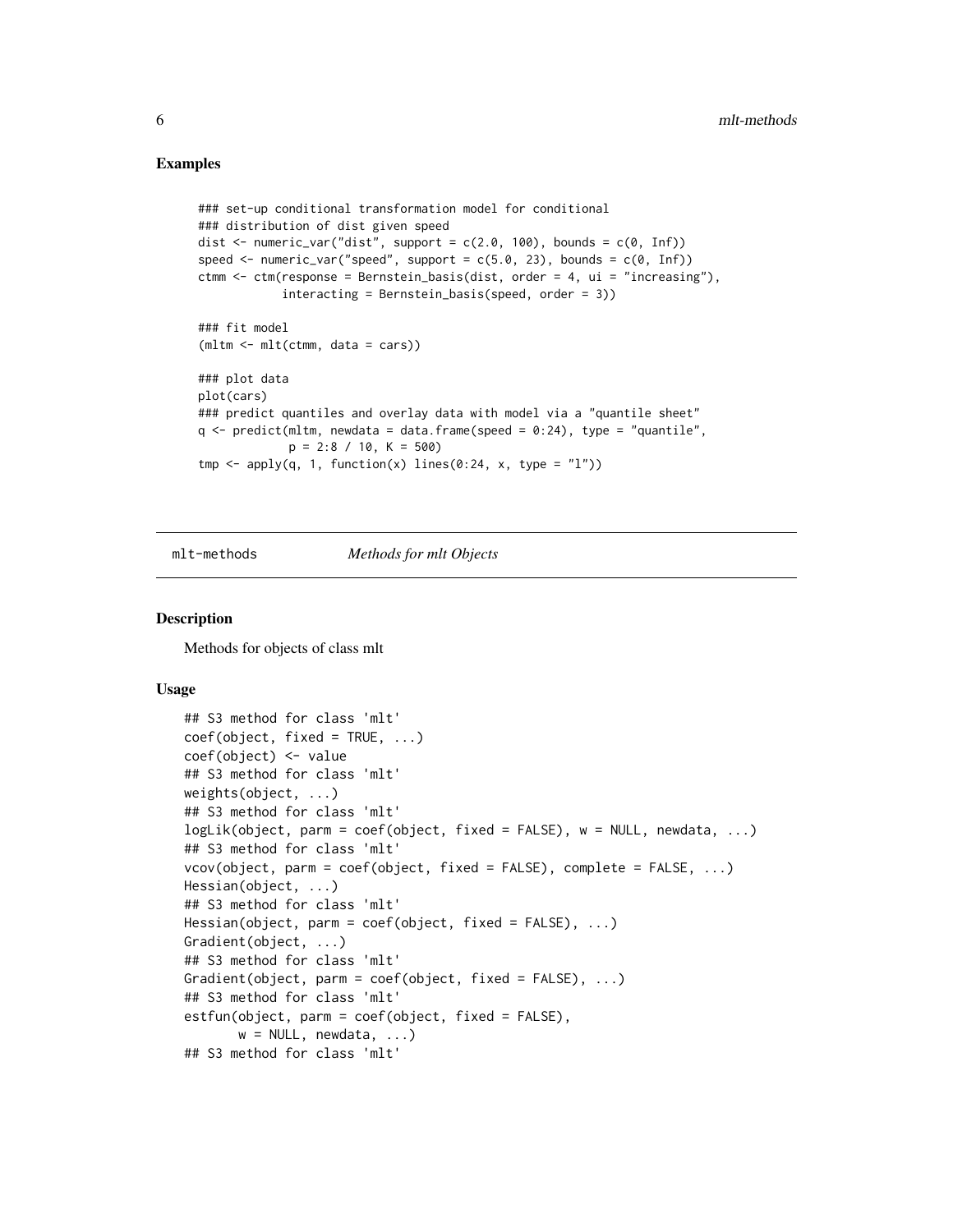## Examples

```
### set-up conditional transformation model for conditional
### distribution of dist given speed
dist <- numeric_var("dist", support = c(2.0, 100), bounds = c(0, Inf))
speed <- numeric_var("speed", support = c(5.0, 23), bounds = c(0, Inf))
ctmm <- ctm(response = Bernstein_basis(dist, order = 4, ui = "increasing"),
            interacting = Bernstein_basis(speed, order = 3))

### fit model
(mltm <- mlt(ctmm, data = cars))

### plot data
plot(cars)
### predict quantiles and overlay data with model via a "quantile sheet"
q <- predict(mltm, newdata = data.frame(speed = 0:24), type = "quantile",
             p = 2:8 / 10, K = 500)
tmp <- apply(q, 1, function(x) lines(0:24, x, type = "l"))
```

---

mlt-methods &nbsp;&nbsp;&nbsp;&nbsp; *Methods for mlt Objects*

---

## Description

Methods for objects of class mlt

## Usage

```
## S3 method for class 'mlt'
coef(object, fixed = TRUE, ...)
coef(object) <- value
## S3 method for class 'mlt'
weights(object, ...)
## S3 method for class 'mlt'
logLik(object, parm = coef(object, fixed = FALSE), w = NULL, newdata, ...)
## S3 method for class 'mlt'
vcov(object, parm = coef(object, fixed = FALSE), complete = FALSE, ...)
Hessian(object, ...)
## S3 method for class 'mlt'
Hessian(object, parm = coef(object, fixed = FALSE), ...)
Gradient(object, ...)
## S3 method for class 'mlt'
Gradient(object, parm = coef(object, fixed = FALSE), ...)
## S3 method for class 'mlt'
estfun(object, parm = coef(object, fixed = FALSE),
       w = NULL, newdata, ...)
## S3 method for class 'mlt'
```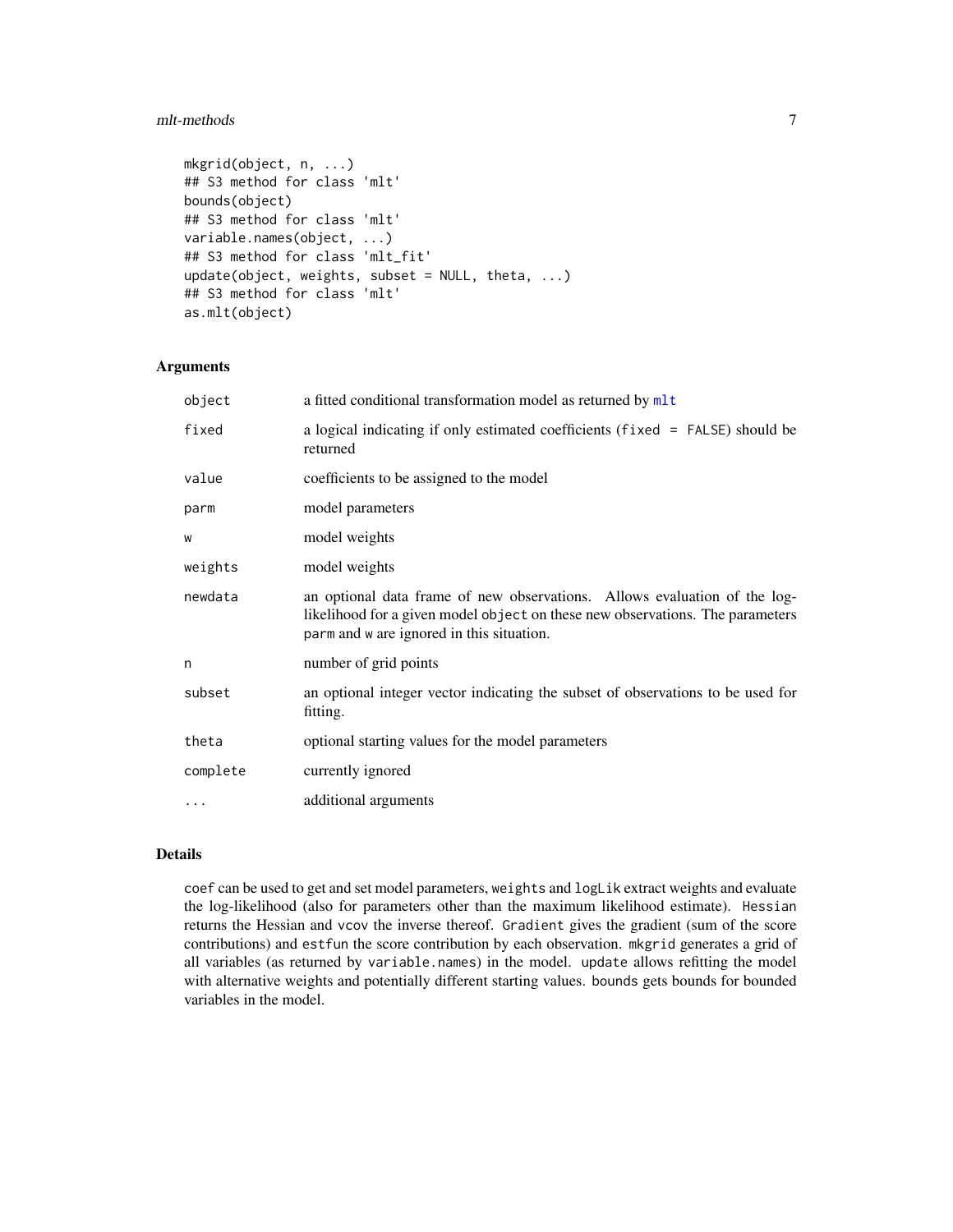```
mkgrid(object, n, ...)
## S3 method for class 'mlt'
bounds(object)
## S3 method for class 'mlt'
variable.names(object, ...)
## S3 method for class 'mlt_fit'
update(object, weights, subset = NULL, theta, ...)
## S3 method for class 'mlt'
as.mlt(object)
```

## Arguments

| | |
|---|---|
| `object` | a fitted conditional transformation model as returned by `mlt` |
| `fixed` | a logical indicating if only estimated coefficients (`fixed = FALSE`) should be returned |
| `value` | coefficients to be assigned to the model |
| `parm` | model parameters |
| `w` | model weights |
| `weights` | model weights |
| `newdata` | an optional data frame of new observations. Allows evaluation of the log-likelihood for a given model `object` on these new observations. The parameters `parm` and `w` are ignored in this situation. |
| `n` | number of grid points |
| `subset` | an optional integer vector indicating the subset of observations to be used for fitting. |
| `theta` | optional starting values for the model parameters |
| `complete` | currently ignored |
| `...` | additional arguments |

## Details

`coef` can be used to get and set model parameters, `weights` and `logLik` extract weights and evaluate the log-likelihood (also for parameters other than the maximum likelihood estimate). `Hessian` returns the Hessian and `vcov` the inverse thereof. `Gradient` gives the gradient (sum of the score contributions) and `estfun` the score contribution by each observation. `mkgrid` generates a grid of all variables (as returned by `variable.names`) in the model. `update` allows refitting the model with alternative weights and potentially different starting values. `bounds` gets bounds for bounded variables in the model.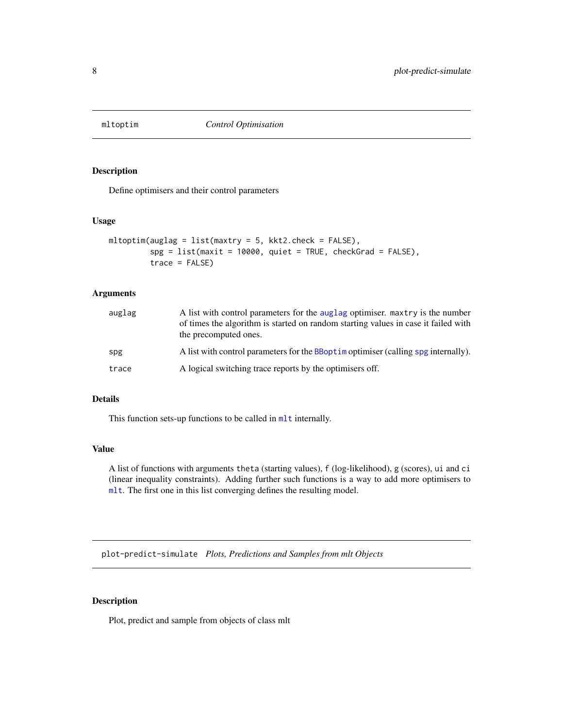## mltoptim *Control Optimisation*

### Description

Define optimisers and their control parameters

### Usage

```
mltoptim(auglag = list(maxtry = 5, kkt2.check = FALSE),
         spg = list(maxit = 10000, quiet = TRUE, checkGrad = FALSE),
         trace = FALSE)
```

### Arguments

| | |
|---|---|
| auglag | A list with control parameters for the auglag optimiser. maxtry is the number of times the algorithm is started on random starting values in case it failed with the precomputed ones. |
| spg | A list with control parameters for the BBoptim optimiser (calling spg internally). |
| trace | A logical switching trace reports by the optimisers off. |

### Details

This function sets-up functions to be called in mlt internally.

### Value

A list of functions with arguments theta (starting values), f (log-likelihood), g (scores), ui and ci (linear inequality constraints). Adding further such functions is a way to add more optimisers to mlt. The first one in this list converging defines the resulting model.

## plot-predict-simulate *Plots, Predictions and Samples from mlt Objects*

### Description

Plot, predict and sample from objects of class mlt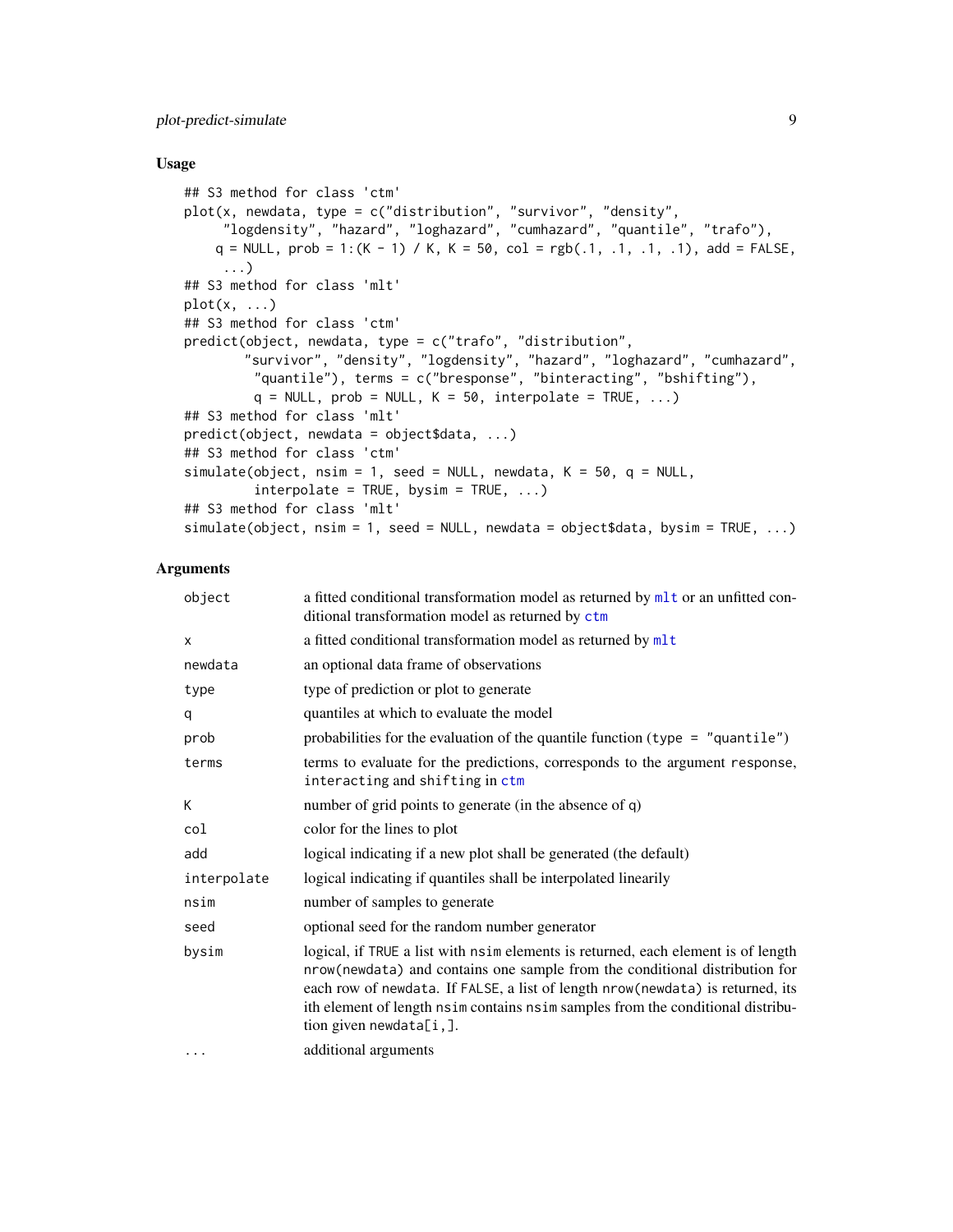### Usage

```
## S3 method for class 'ctm'
plot(x, newdata, type = c("distribution", "survivor", "density",
     "logdensity", "hazard", "loghazard", "cumhazard", "quantile", "trafo"),
    q = NULL, prob = 1:(K - 1) / K, K = 50, col = rgb(.1, .1, .1, .1), add = FALSE,
     ...)
## S3 method for class 'mlt'
plot(x, ...)
## S3 method for class 'ctm'
predict(object, newdata, type = c("trafo", "distribution",
        "survivor", "density", "logdensity", "hazard", "loghazard", "cumhazard",
         "quantile"), terms = c("bresponse", "binteracting", "bshifting"),
         q = NULL, prob = NULL, K = 50, interpolate = TRUE, ...)
## S3 method for class 'mlt'
predict(object, newdata = object$data, ...)
## S3 method for class 'ctm'
simulate(object, nsim = 1, seed = NULL, newdata, K = 50, q = NULL,
         interpolate = TRUE, bysim = TRUE, ...)
## S3 method for class 'mlt'
simulate(object, nsim = 1, seed = NULL, newdata = object$data, bysim = TRUE, ...)
```

### Arguments

| Argument | Description |
|---|---|
| `object` | a fitted conditional transformation model as returned by `mlt` or an unfitted conditional transformation model as returned by `ctm` |
| `x` | a fitted conditional transformation model as returned by `mlt` |
| `newdata` | an optional data frame of observations |
| `type` | type of prediction or plot to generate |
| `q` | quantiles at which to evaluate the model |
| `prob` | probabilities for the evaluation of the quantile function (`type = "quantile"`) |
| `terms` | terms to evaluate for the predictions, corresponds to the argument `response`, `interacting` and `shifting` in `ctm` |
| `K` | number of grid points to generate (in the absence of q) |
| `col` | color for the lines to plot |
| `add` | logical indicating if a new plot shall be generated (the default) |
| `interpolate` | logical indicating if quantiles shall be interpolated linearily |
| `nsim` | number of samples to generate |
| `seed` | optional seed for the random number generator |
| `bysim` | logical, if `TRUE` a list with `nsim` elements is returned, each element is of length `nrow(newdata)` and contains one sample from the conditional distribution for each row of `newdata`. If `FALSE`, a list of length `nrow(newdata)` is returned, its ith element of length `nsim` contains `nsim` samples from the conditional distribution given `newdata[i,]`. |
| `...` | additional arguments |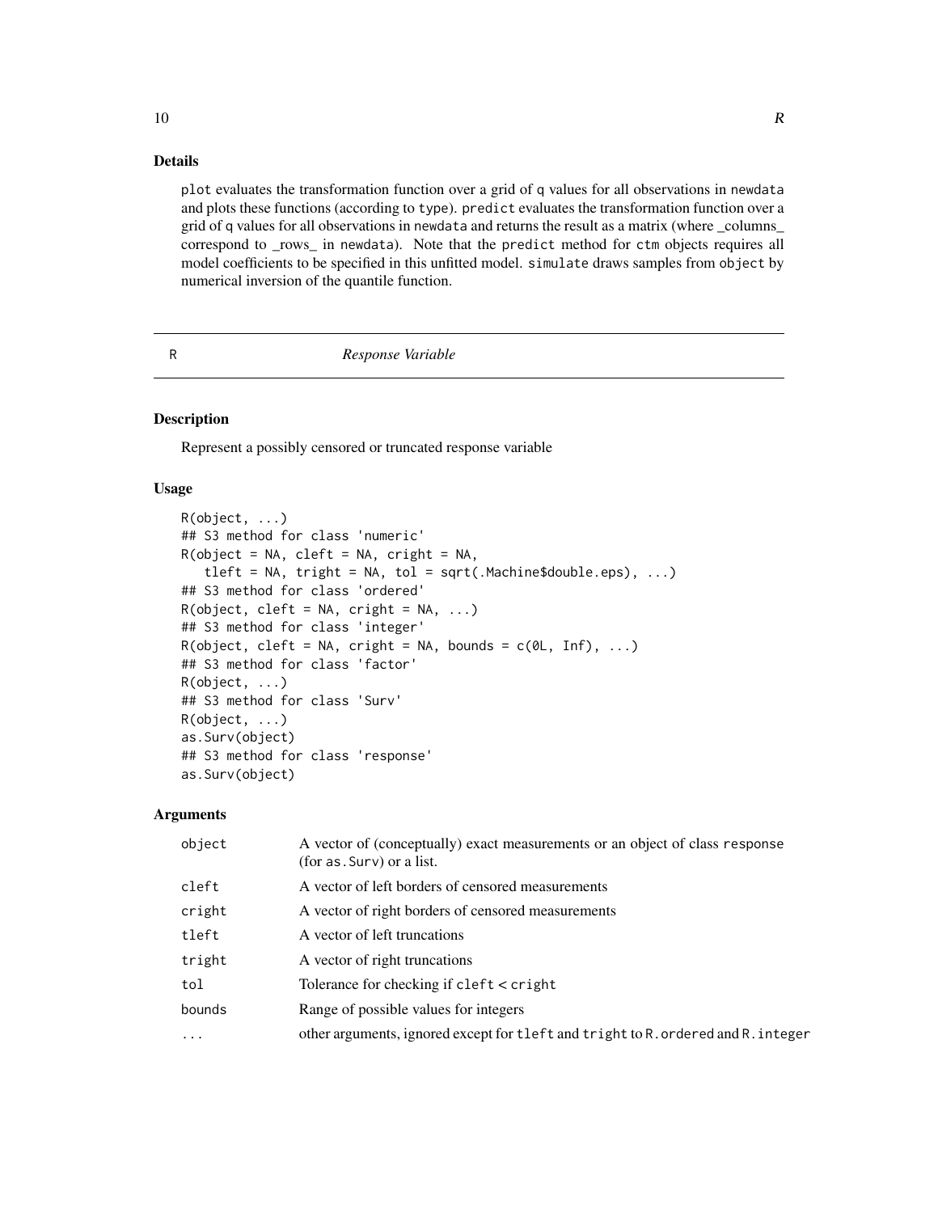## Details

plot evaluates the transformation function over a grid of q values for all observations in newdata and plots these functions (according to type). predict evaluates the transformation function over a grid of q values for all observations in newdata and returns the result as a matrix (where _columns_ correspond to _rows_ in newdata). Note that the predict method for ctm objects requires all model coefficients to be specified in this unfitted model. simulate draws samples from object by numerical inversion of the quantile function.

---

# R — *Response Variable*

## Description

Represent a possibly censored or truncated response variable

## Usage

```
R(object, ...)
## S3 method for class 'numeric'
R(object = NA, cleft = NA, cright = NA,
   tleft = NA, tright = NA, tol = sqrt(.Machine$double.eps), ...)
## S3 method for class 'ordered'
R(object, cleft = NA, cright = NA, ...)
## S3 method for class 'integer'
R(object, cleft = NA, cright = NA, bounds = c(0L, Inf), ...)
## S3 method for class 'factor'
R(object, ...)
## S3 method for class 'Surv'
R(object, ...)
as.Surv(object)
## S3 method for class 'response'
as.Surv(object)
```

## Arguments

| | |
|---|---|
| object | A vector of (conceptually) exact measurements or an object of class response (for as.Surv) or a list. |
| cleft | A vector of left borders of censored measurements |
| cright | A vector of right borders of censored measurements |
| tleft | A vector of left truncations |
| tright | A vector of right truncations |
| tol | Tolerance for checking if cleft < cright |
| bounds | Range of possible values for integers |
| ... | other arguments, ignored except for tleft and tright to R.ordered and R.integer |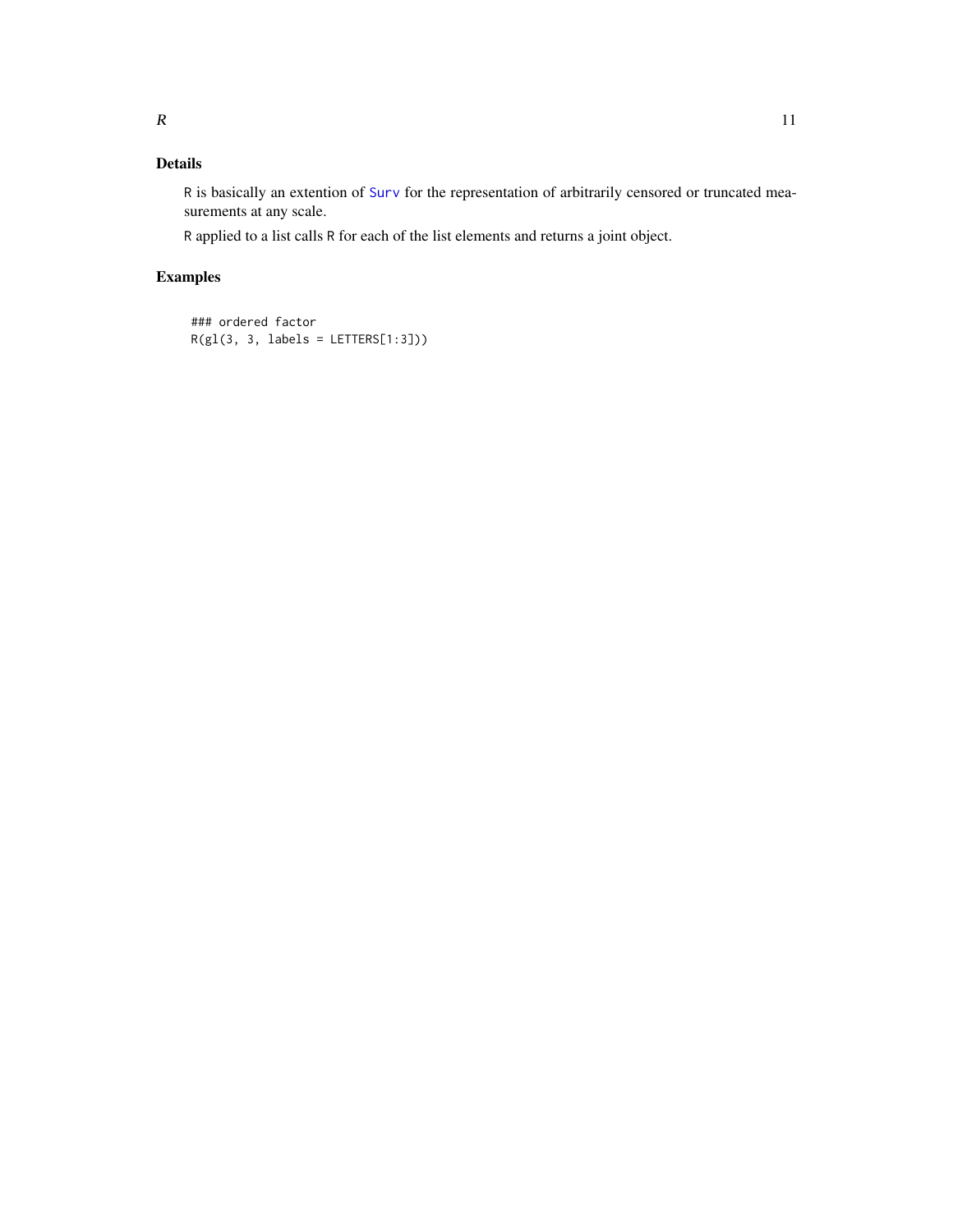## Details

R is basically an extention of Surv for the representation of arbitrarily censored or truncated measurements at any scale.

R applied to a list calls R for each of the list elements and returns a joint object.

## Examples

```
### ordered factor
R(gl(3, 3, labels = LETTERS[1:3]))
```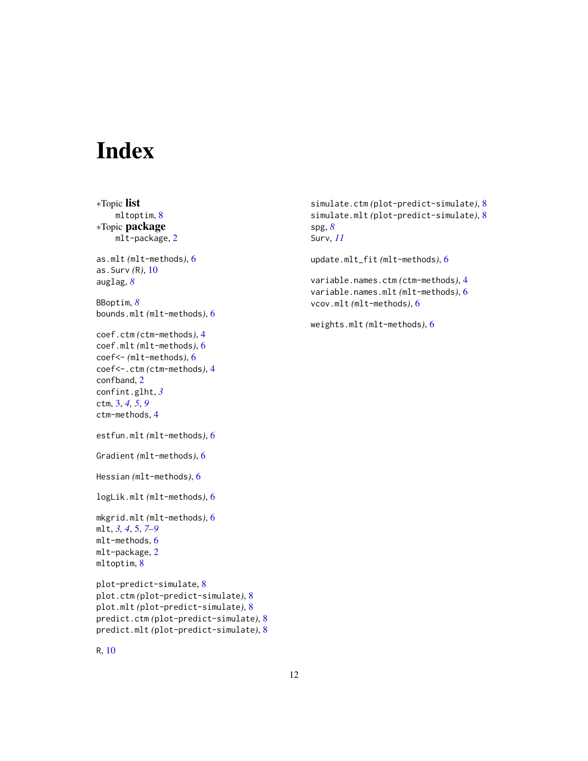# Index

*Topic **list**
    mltoptim, 8
*Topic **package**
    mlt-package, 2

as.mlt *(mlt-methods)*, 6
as.Surv *(R)*, 10
auglag, *8*

BBoptim, *8*
bounds.mlt *(mlt-methods)*, 6

coef.ctm *(ctm-methods)*, 4
coef.mlt *(mlt-methods)*, 6
coef<- *(mlt-methods)*, 6
coef<-.ctm *(ctm-methods)*, 4
confband, 2
confint.glht, *3*
ctm, 3, *4, 5*, *9*
ctm-methods, 4

estfun.mlt *(mlt-methods)*, 6

Gradient *(mlt-methods)*, 6

Hessian *(mlt-methods)*, 6

logLik.mlt *(mlt-methods)*, 6

mkgrid.mlt *(mlt-methods)*, 6
mlt, *3, 4*, 5, *7–9*
mlt-methods, 6
mlt-package, 2
mltoptim, 8

plot-predict-simulate, 8
plot.ctm *(plot-predict-simulate)*, 8
plot.mlt *(plot-predict-simulate)*, 8
predict.ctm *(plot-predict-simulate)*, 8
predict.mlt *(plot-predict-simulate)*, 8

R, 10

simulate.ctm *(plot-predict-simulate)*, 8
simulate.mlt *(plot-predict-simulate)*, 8
spg, *8*
Surv, *11*

update.mlt_fit *(mlt-methods)*, 6

variable.names.ctm *(ctm-methods)*, 4
variable.names.mlt *(mlt-methods)*, 6
vcov.mlt *(mlt-methods)*, 6

weights.mlt *(mlt-methods)*, 6